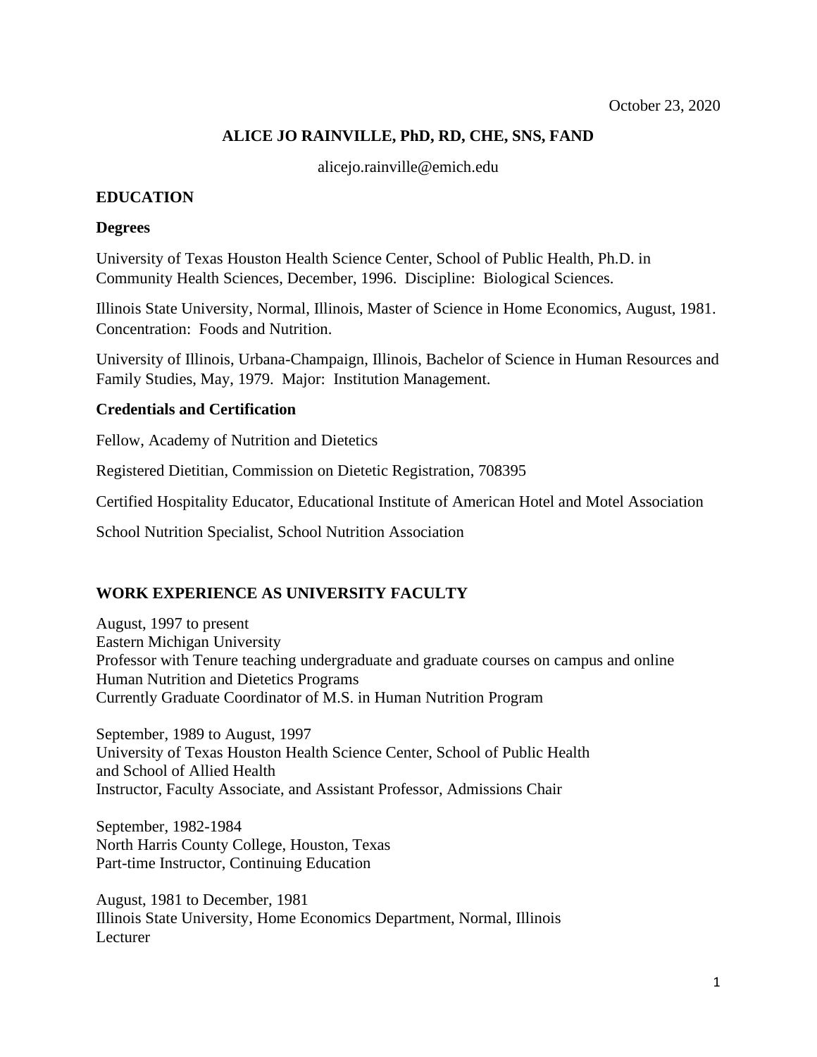October 23, 2020

# ALICE JO RAINVILLE, PhD, RD, CHE, SNS, FAND

alicejo.rainville@emich.edu

## EDUCATION

### Degrees

University of Texas Houston Health Science Center, School of Public Health, Ph.D. in Community Health Sciences, December, 1996. Discipline: Biological Sciences.

Illinois State University, Normal, Illinois, Master of Science in Home Economics, August, 1981. Concentration: Foods and Nutrition.

University of Illinois, Urbana-Champaign, Illinois, Bachelor of Science in Human Resources and Family Studies, May, 1979. Major: Institution Management.

### Credentials and Certification

Fellow, Academy of Nutrition and Dietetics

Registered Dietitian, Commission on Dietetic Registration, 708395

Certified Hospitality Educator, Educational Institute of American Hotel and Motel Association

School Nutrition Specialist, School Nutrition Association

## WORK EXPERIENCE AS UNIVERSITY FACULTY

August, 1997 to present
Eastern Michigan University
Professor with Tenure teaching undergraduate and graduate courses on campus and online
Human Nutrition and Dietetics Programs
Currently Graduate Coordinator of M.S. in Human Nutrition Program

September, 1989 to August, 1997
University of Texas Houston Health Science Center, School of Public Health
and School of Allied Health
Instructor, Faculty Associate, and Assistant Professor, Admissions Chair

September, 1982-1984
North Harris County College, Houston, Texas
Part-time Instructor, Continuing Education

August, 1981 to December, 1981
Illinois State University, Home Economics Department, Normal, Illinois
Lecturer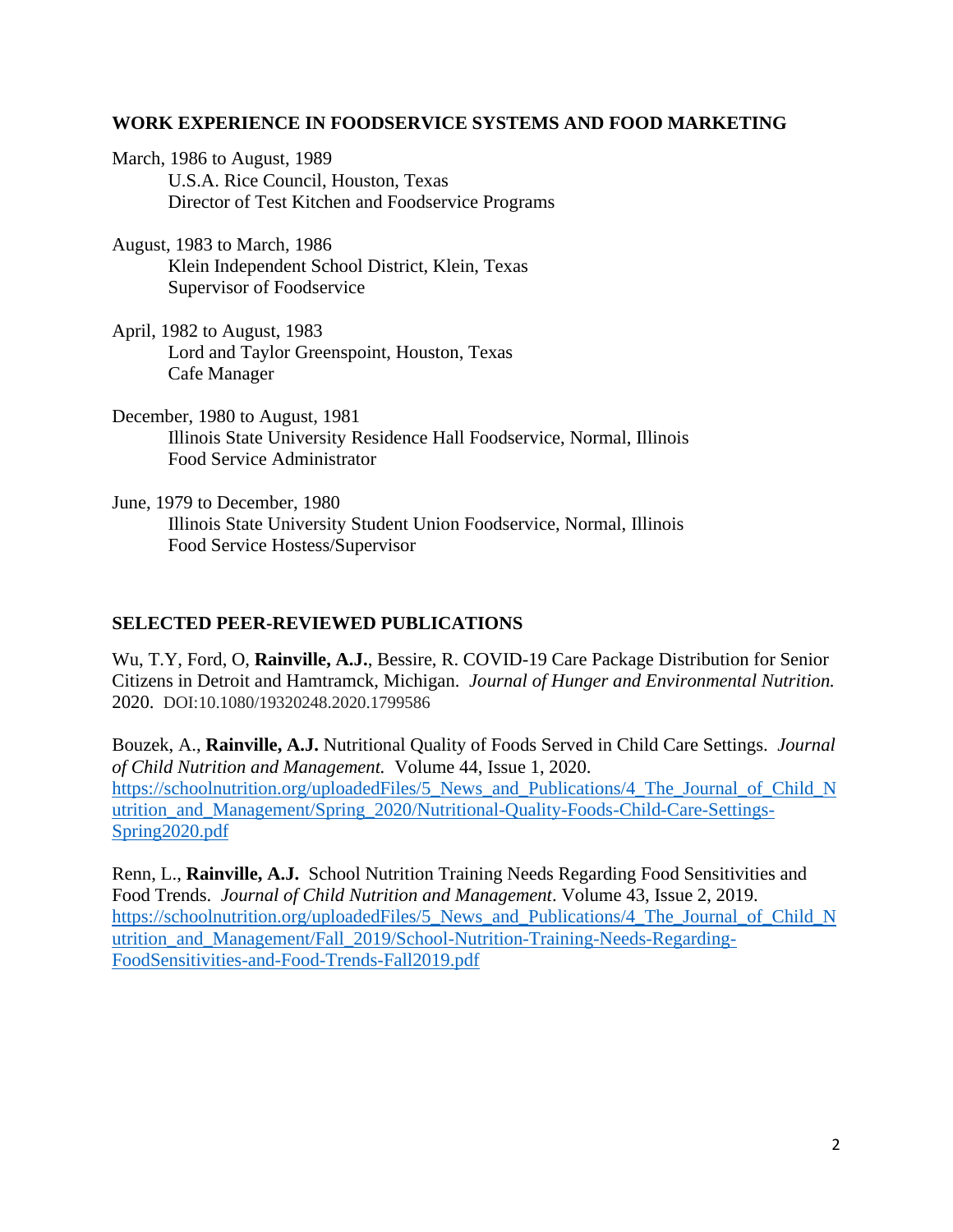## WORK EXPERIENCE IN FOODSERVICE SYSTEMS AND FOOD MARKETING

March, 1986 to August, 1989
U.S.A. Rice Council, Houston, Texas
Director of Test Kitchen and Foodservice Programs

August, 1983 to March, 1986
Klein Independent School District, Klein, Texas
Supervisor of Foodservice

April, 1982 to August, 1983
Lord and Taylor Greenspoint, Houston, Texas
Cafe Manager

December, 1980 to August, 1981
Illinois State University Residence Hall Foodservice, Normal, Illinois
Food Service Administrator

June, 1979 to December, 1980
Illinois State University Student Union Foodservice, Normal, Illinois
Food Service Hostess/Supervisor

## SELECTED PEER-REVIEWED PUBLICATIONS

Wu, T.Y, Ford, O, **Rainville, A.J.**, Bessire, R. COVID-19 Care Package Distribution for Senior Citizens in Detroit and Hamtramck, Michigan. *Journal of Hunger and Environmental Nutrition.* 2020. DOI:10.1080/19320248.2020.1799586

Bouzek, A., **Rainville, A.J.** Nutritional Quality of Foods Served in Child Care Settings. *Journal of Child Nutrition and Management.* Volume 44, Issue 1, 2020. https://schoolnutrition.org/uploadedFiles/5_News_and_Publications/4_The_Journal_of_Child_Nutrition_and_Management/Spring_2020/Nutritional-Quality-Foods-Child-Care-Settings-Spring2020.pdf

Renn, L., **Rainville, A.J.** School Nutrition Training Needs Regarding Food Sensitivities and Food Trends. *Journal of Child Nutrition and Management*. Volume 43, Issue 2, 2019. https://schoolnutrition.org/uploadedFiles/5_News_and_Publications/4_The_Journal_of_Child_Nutrition_and_Management/Fall_2019/School-Nutrition-Training-Needs-Regarding-FoodSensitivities-and-Food-Trends-Fall2019.pdf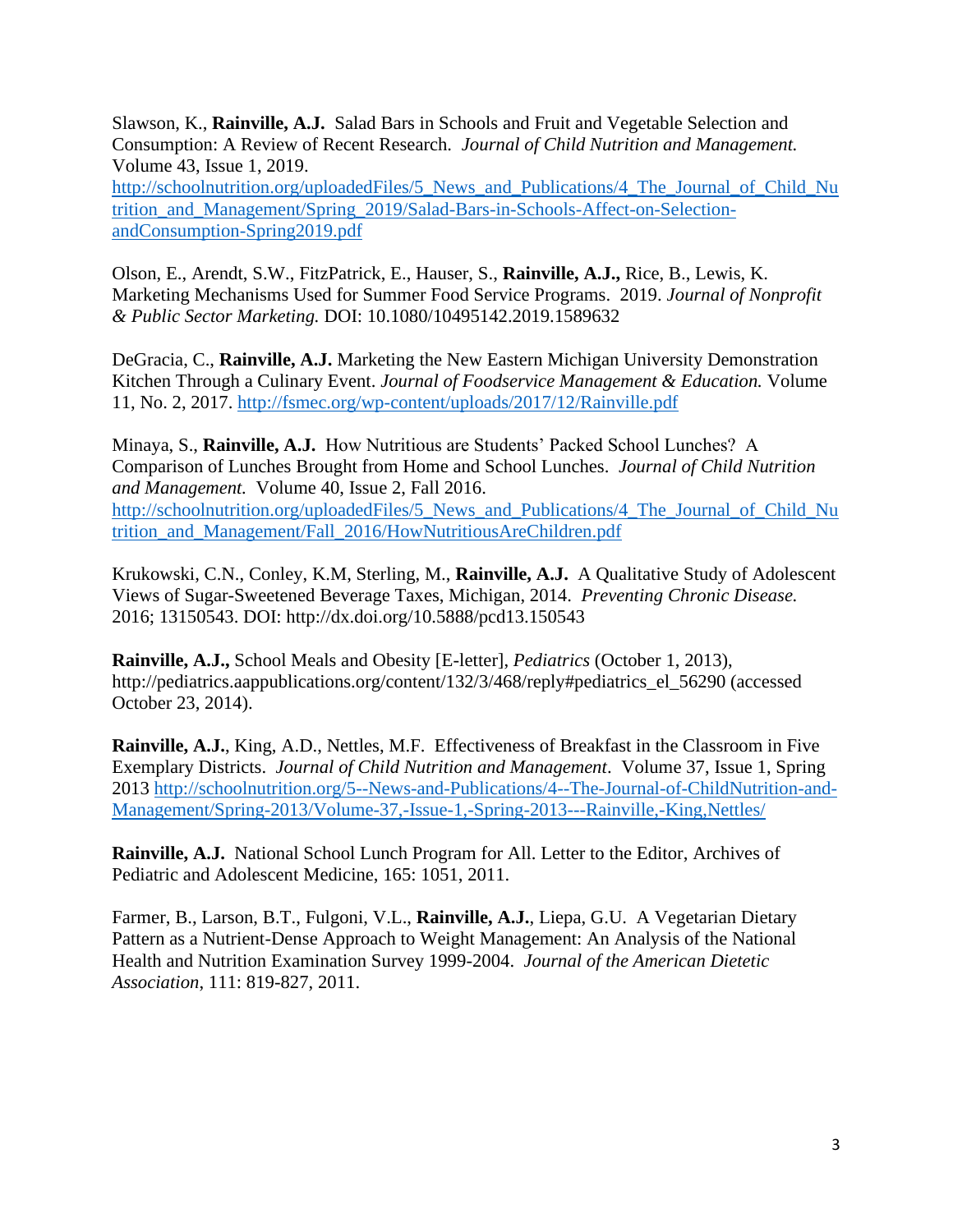Slawson, K., **Rainville, A.J.** Salad Bars in Schools and Fruit and Vegetable Selection and Consumption: A Review of Recent Research. *Journal of Child Nutrition and Management.* Volume 43, Issue 1, 2019. http://schoolnutrition.org/uploadedFiles/5_News_and_Publications/4_The_Journal_of_Child_Nutrition_and_Management/Spring_2019/Salad-Bars-in-Schools-Affect-on-Selection-andConsumption-Spring2019.pdf

Olson, E., Arendt, S.W., FitzPatrick, E., Hauser, S., **Rainville, A.J.,** Rice, B., Lewis, K. Marketing Mechanisms Used for Summer Food Service Programs. 2019. *Journal of Nonprofit & Public Sector Marketing.* DOI: 10.1080/10495142.2019.1589632

DeGracia, C., **Rainville, A.J.** Marketing the New Eastern Michigan University Demonstration Kitchen Through a Culinary Event. *Journal of Foodservice Management & Education.* Volume 11, No. 2, 2017. http://fsmec.org/wp-content/uploads/2017/12/Rainville.pdf

Minaya, S., **Rainville, A.J.** How Nutritious are Students' Packed School Lunches? A Comparison of Lunches Brought from Home and School Lunches. *Journal of Child Nutrition and Management.* Volume 40, Issue 2, Fall 2016. http://schoolnutrition.org/uploadedFiles/5_News_and_Publications/4_The_Journal_of_Child_Nutrition_and_Management/Fall_2016/HowNutritiousAreChildren.pdf

Krukowski, C.N., Conley, K.M, Sterling, M., **Rainville, A.J.** A Qualitative Study of Adolescent Views of Sugar-Sweetened Beverage Taxes, Michigan, 2014. *Preventing Chronic Disease.* 2016; 13150543. DOI: http://dx.doi.org/10.5888/pcd13.150543

**Rainville, A.J.,** School Meals and Obesity [E-letter], *Pediatrics* (October 1, 2013), http://pediatrics.aappublications.org/content/132/3/468/reply#pediatrics_el_56290 (accessed October 23, 2014).

**Rainville, A.J.**, King, A.D., Nettles, M.F. Effectiveness of Breakfast in the Classroom in Five Exemplary Districts. *Journal of Child Nutrition and Management*. Volume 37, Issue 1, Spring 2013 http://schoolnutrition.org/5--News-and-Publications/4--The-Journal-of-ChildNutrition-and-Management/Spring-2013/Volume-37,-Issue-1,-Spring-2013---Rainville,-King,Nettles/

**Rainville, A.J.** National School Lunch Program for All. Letter to the Editor, Archives of Pediatric and Adolescent Medicine, 165: 1051, 2011.

Farmer, B., Larson, B.T., Fulgoni, V.L., **Rainville, A.J.**, Liepa, G.U. A Vegetarian Dietary Pattern as a Nutrient-Dense Approach to Weight Management: An Analysis of the National Health and Nutrition Examination Survey 1999-2004. *Journal of the American Dietetic Association*, 111: 819-827, 2011.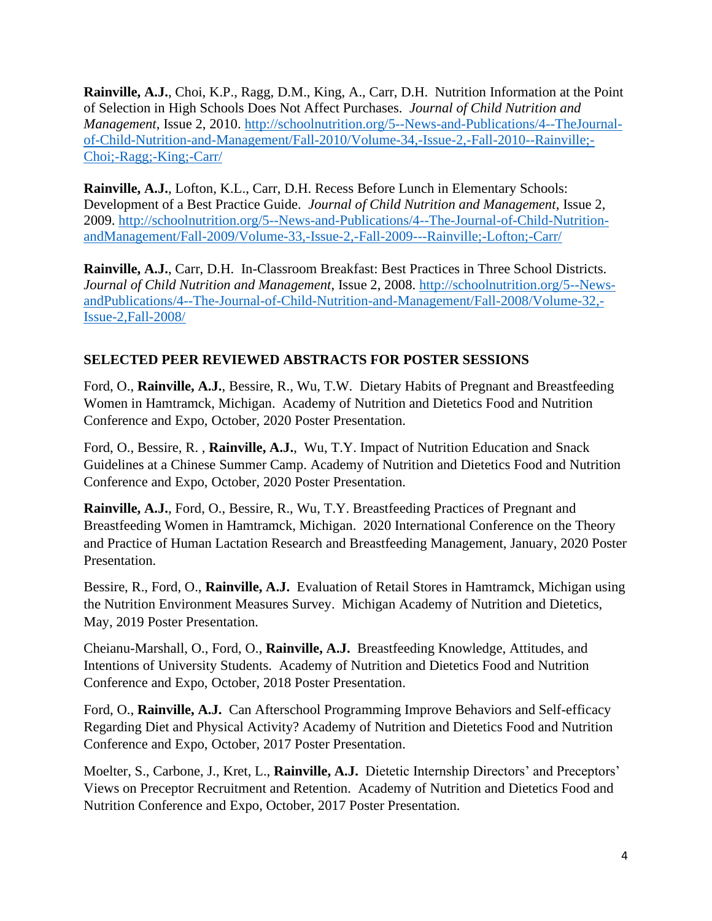**Rainville, A.J.**, Choi, K.P., Ragg, D.M., King, A., Carr, D.H. Nutrition Information at the Point of Selection in High Schools Does Not Affect Purchases. *Journal of Child Nutrition and Management*, Issue 2, 2010. http://schoolnutrition.org/5--News-and-Publications/4--TheJournal-of-Child-Nutrition-and-Management/Fall-2010/Volume-34,-Issue-2,-Fall-2010--Rainville;-Choi;-Ragg;-King;-Carr/

**Rainville, A.J.**, Lofton, K.L., Carr, D.H. Recess Before Lunch in Elementary Schools: Development of a Best Practice Guide. *Journal of Child Nutrition and Management*, Issue 2, 2009. http://schoolnutrition.org/5--News-and-Publications/4--The-Journal-of-Child-Nutrition-andManagement/Fall-2009/Volume-33,-Issue-2,-Fall-2009---Rainville;-Lofton;-Carr/

**Rainville, A.J.**, Carr, D.H. In-Classroom Breakfast: Best Practices in Three School Districts. *Journal of Child Nutrition and Management*, Issue 2, 2008. http://schoolnutrition.org/5--News-andPublications/4--The-Journal-of-Child-Nutrition-and-Management/Fall-2008/Volume-32,-Issue-2,Fall-2008/

## SELECTED PEER REVIEWED ABSTRACTS FOR POSTER SESSIONS

Ford, O., **Rainville, A.J.**, Bessire, R., Wu, T.W. Dietary Habits of Pregnant and Breastfeeding Women in Hamtramck, Michigan. Academy of Nutrition and Dietetics Food and Nutrition Conference and Expo, October, 2020 Poster Presentation.

Ford, O., Bessire, R. , **Rainville, A.J.**, Wu, T.Y. Impact of Nutrition Education and Snack Guidelines at a Chinese Summer Camp. Academy of Nutrition and Dietetics Food and Nutrition Conference and Expo, October, 2020 Poster Presentation.

**Rainville, A.J.**, Ford, O., Bessire, R., Wu, T.Y. Breastfeeding Practices of Pregnant and Breastfeeding Women in Hamtramck, Michigan. 2020 International Conference on the Theory and Practice of Human Lactation Research and Breastfeeding Management, January, 2020 Poster Presentation.

Bessire, R., Ford, O., **Rainville, A.J.** Evaluation of Retail Stores in Hamtramck, Michigan using the Nutrition Environment Measures Survey. Michigan Academy of Nutrition and Dietetics, May, 2019 Poster Presentation.

Cheianu-Marshall, O., Ford, O., **Rainville, A.J.** Breastfeeding Knowledge, Attitudes, and Intentions of University Students. Academy of Nutrition and Dietetics Food and Nutrition Conference and Expo, October, 2018 Poster Presentation.

Ford, O., **Rainville, A.J.** Can Afterschool Programming Improve Behaviors and Self-efficacy Regarding Diet and Physical Activity? Academy of Nutrition and Dietetics Food and Nutrition Conference and Expo, October, 2017 Poster Presentation.

Moelter, S., Carbone, J., Kret, L., **Rainville, A.J.** Dietetic Internship Directors' and Preceptors' Views on Preceptor Recruitment and Retention. Academy of Nutrition and Dietetics Food and Nutrition Conference and Expo, October, 2017 Poster Presentation.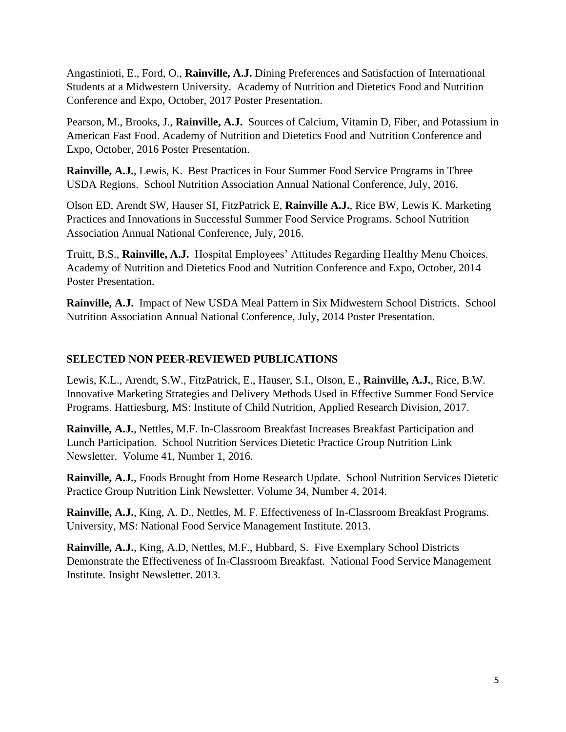Angastinioti, E., Ford, O., **Rainville, A.J.** Dining Preferences and Satisfaction of International Students at a Midwestern University. Academy of Nutrition and Dietetics Food and Nutrition Conference and Expo, October, 2017 Poster Presentation.

Pearson, M., Brooks, J., **Rainville, A.J.** Sources of Calcium, Vitamin D, Fiber, and Potassium in American Fast Food. Academy of Nutrition and Dietetics Food and Nutrition Conference and Expo, October, 2016 Poster Presentation.

**Rainville, A.J.**, Lewis, K. Best Practices in Four Summer Food Service Programs in Three USDA Regions. School Nutrition Association Annual National Conference, July, 2016.

Olson ED, Arendt SW, Hauser SI, FitzPatrick E, **Rainville A.J.**, Rice BW, Lewis K. Marketing Practices and Innovations in Successful Summer Food Service Programs. School Nutrition Association Annual National Conference, July, 2016.

Truitt, B.S., **Rainville, A.J.** Hospital Employees' Attitudes Regarding Healthy Menu Choices. Academy of Nutrition and Dietetics Food and Nutrition Conference and Expo, October, 2014 Poster Presentation.

**Rainville, A.J.** Impact of New USDA Meal Pattern in Six Midwestern School Districts. School Nutrition Association Annual National Conference, July, 2014 Poster Presentation.

## SELECTED NON PEER-REVIEWED PUBLICATIONS

Lewis, K.L., Arendt, S.W., FitzPatrick, E., Hauser, S.I., Olson, E., **Rainville, A.J.**, Rice, B.W. Innovative Marketing Strategies and Delivery Methods Used in Effective Summer Food Service Programs. Hattiesburg, MS: Institute of Child Nutrition, Applied Research Division, 2017.

**Rainville, A.J.**, Nettles, M.F. In-Classroom Breakfast Increases Breakfast Participation and Lunch Participation. School Nutrition Services Dietetic Practice Group Nutrition Link Newsletter. Volume 41, Number 1, 2016.

**Rainville, A.J.**, Foods Brought from Home Research Update. School Nutrition Services Dietetic Practice Group Nutrition Link Newsletter. Volume 34, Number 4, 2014.

**Rainville, A.J.**, King, A. D., Nettles, M. F. Effectiveness of In-Classroom Breakfast Programs. University, MS: National Food Service Management Institute. 2013.

**Rainville, A.J.**, King, A.D, Nettles, M.F., Hubbard, S. Five Exemplary School Districts Demonstrate the Effectiveness of In-Classroom Breakfast. National Food Service Management Institute. Insight Newsletter. 2013.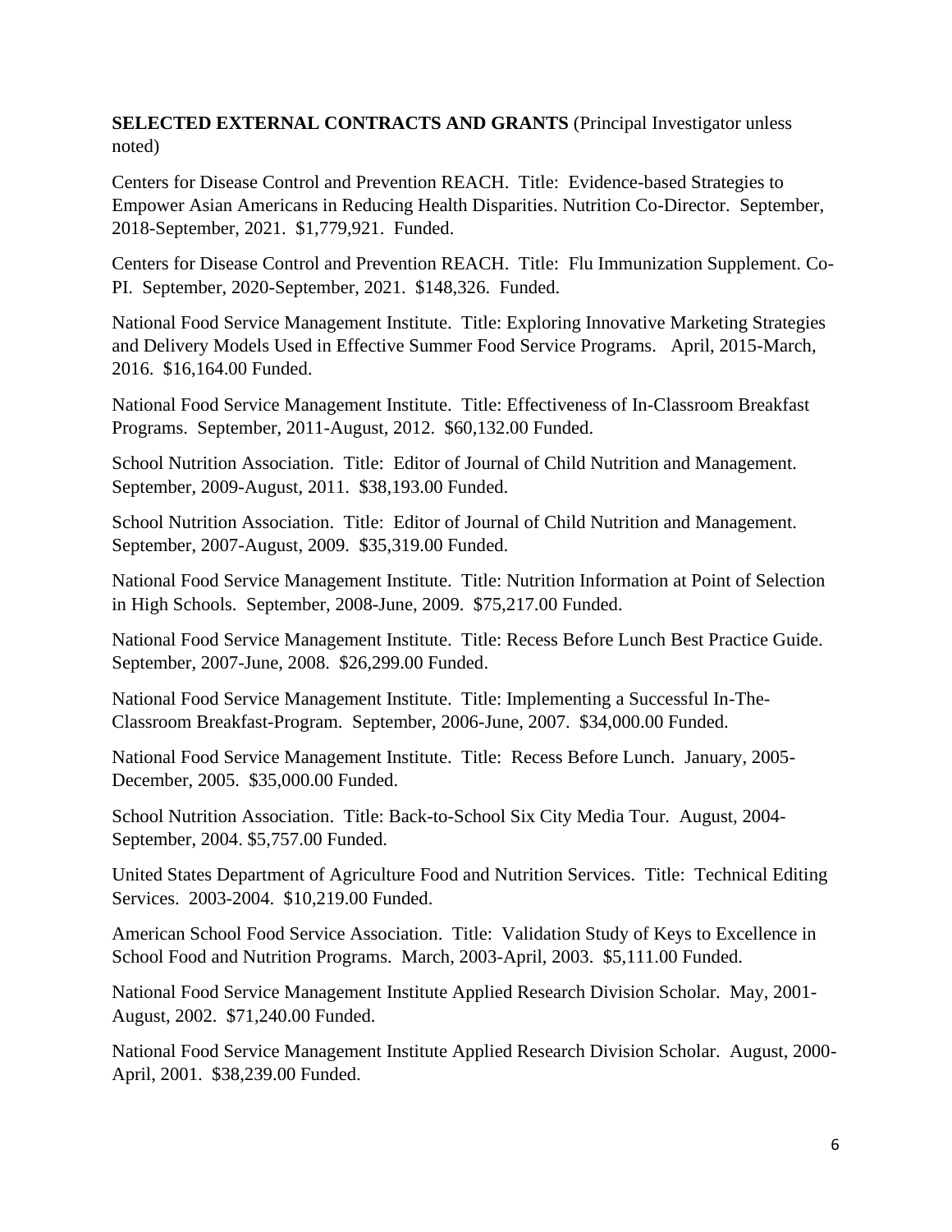**SELECTED EXTERNAL CONTRACTS AND GRANTS** (Principal Investigator unless noted)

Centers for Disease Control and Prevention REACH. Title: Evidence-based Strategies to Empower Asian Americans in Reducing Health Disparities. Nutrition Co-Director. September, 2018-September, 2021. $1,779,921. Funded.

Centers for Disease Control and Prevention REACH. Title: Flu Immunization Supplement. Co-PI. September, 2020-September, 2021. $148,326. Funded.

National Food Service Management Institute. Title: Exploring Innovative Marketing Strategies and Delivery Models Used in Effective Summer Food Service Programs. April, 2015-March, 2016. $16,164.00 Funded.

National Food Service Management Institute. Title: Effectiveness of In-Classroom Breakfast Programs. September, 2011-August, 2012. $60,132.00 Funded.

School Nutrition Association. Title: Editor of Journal of Child Nutrition and Management. September, 2009-August, 2011. $38,193.00 Funded.

School Nutrition Association. Title: Editor of Journal of Child Nutrition and Management. September, 2007-August, 2009. $35,319.00 Funded.

National Food Service Management Institute. Title: Nutrition Information at Point of Selection in High Schools. September, 2008-June, 2009. $75,217.00 Funded.

National Food Service Management Institute. Title: Recess Before Lunch Best Practice Guide. September, 2007-June, 2008. $26,299.00 Funded.

National Food Service Management Institute. Title: Implementing a Successful In-The-Classroom Breakfast-Program. September, 2006-June, 2007. $34,000.00 Funded.

National Food Service Management Institute. Title: Recess Before Lunch. January, 2005-December, 2005. $35,000.00 Funded.

School Nutrition Association. Title: Back-to-School Six City Media Tour. August, 2004-September, 2004. $5,757.00 Funded.

United States Department of Agriculture Food and Nutrition Services. Title: Technical Editing Services. 2003-2004. $10,219.00 Funded.

American School Food Service Association. Title: Validation Study of Keys to Excellence in School Food and Nutrition Programs. March, 2003-April, 2003. $5,111.00 Funded.

National Food Service Management Institute Applied Research Division Scholar. May, 2001-August, 2002. $71,240.00 Funded.

National Food Service Management Institute Applied Research Division Scholar. August, 2000-April, 2001. $38,239.00 Funded.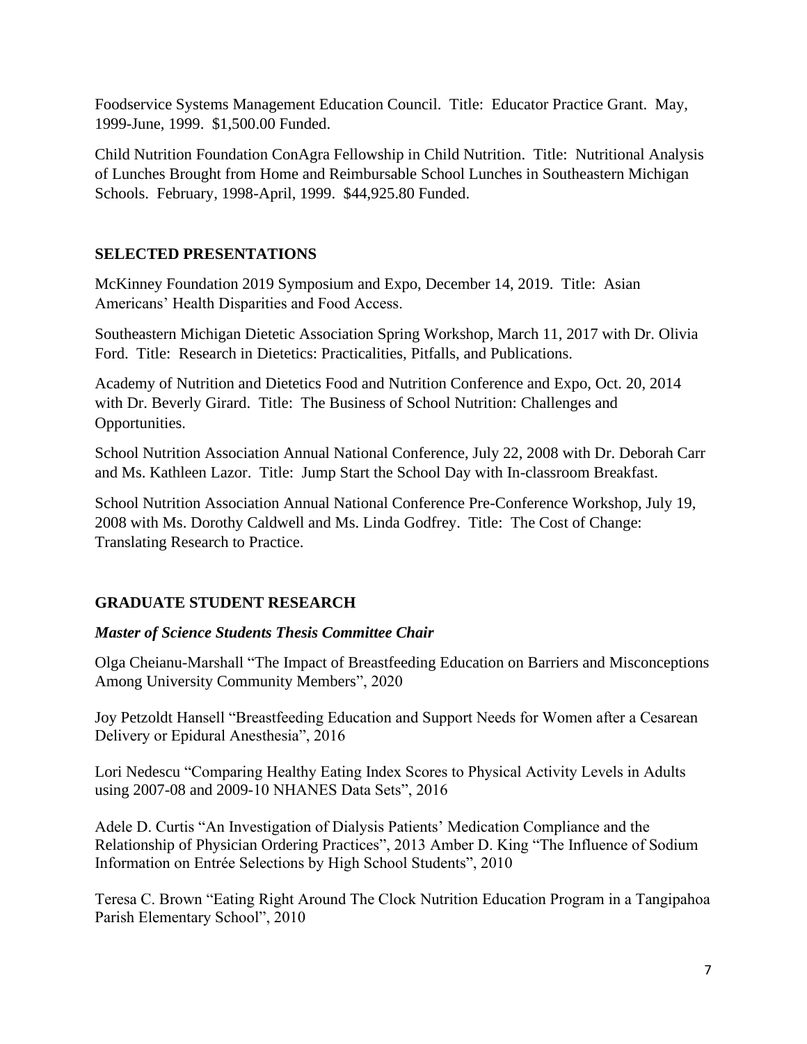Foodservice Systems Management Education Council. Title: Educator Practice Grant. May, 1999-June, 1999. $1,500.00 Funded.

Child Nutrition Foundation ConAgra Fellowship in Child Nutrition. Title: Nutritional Analysis of Lunches Brought from Home and Reimbursable School Lunches in Southeastern Michigan Schools. February, 1998-April, 1999. $44,925.80 Funded.

## SELECTED PRESENTATIONS

McKinney Foundation 2019 Symposium and Expo, December 14, 2019. Title: Asian Americans' Health Disparities and Food Access.

Southeastern Michigan Dietetic Association Spring Workshop, March 11, 2017 with Dr. Olivia Ford. Title: Research in Dietetics: Practicalities, Pitfalls, and Publications.

Academy of Nutrition and Dietetics Food and Nutrition Conference and Expo, Oct. 20, 2014 with Dr. Beverly Girard. Title: The Business of School Nutrition: Challenges and Opportunities.

School Nutrition Association Annual National Conference, July 22, 2008 with Dr. Deborah Carr and Ms. Kathleen Lazor. Title: Jump Start the School Day with In-classroom Breakfast.

School Nutrition Association Annual National Conference Pre-Conference Workshop, July 19, 2008 with Ms. Dorothy Caldwell and Ms. Linda Godfrey. Title: The Cost of Change: Translating Research to Practice.

## GRADUATE STUDENT RESEARCH

### *Master of Science Students Thesis Committee Chair*

Olga Cheianu-Marshall "The Impact of Breastfeeding Education on Barriers and Misconceptions Among University Community Members", 2020

Joy Petzoldt Hansell "Breastfeeding Education and Support Needs for Women after a Cesarean Delivery or Epidural Anesthesia", 2016

Lori Nedescu "Comparing Healthy Eating Index Scores to Physical Activity Levels in Adults using 2007-08 and 2009-10 NHANES Data Sets", 2016

Adele D. Curtis "An Investigation of Dialysis Patients' Medication Compliance and the Relationship of Physician Ordering Practices", 2013 Amber D. King "The Influence of Sodium Information on Entrée Selections by High School Students", 2010

Teresa C. Brown "Eating Right Around The Clock Nutrition Education Program in a Tangipahoa Parish Elementary School", 2010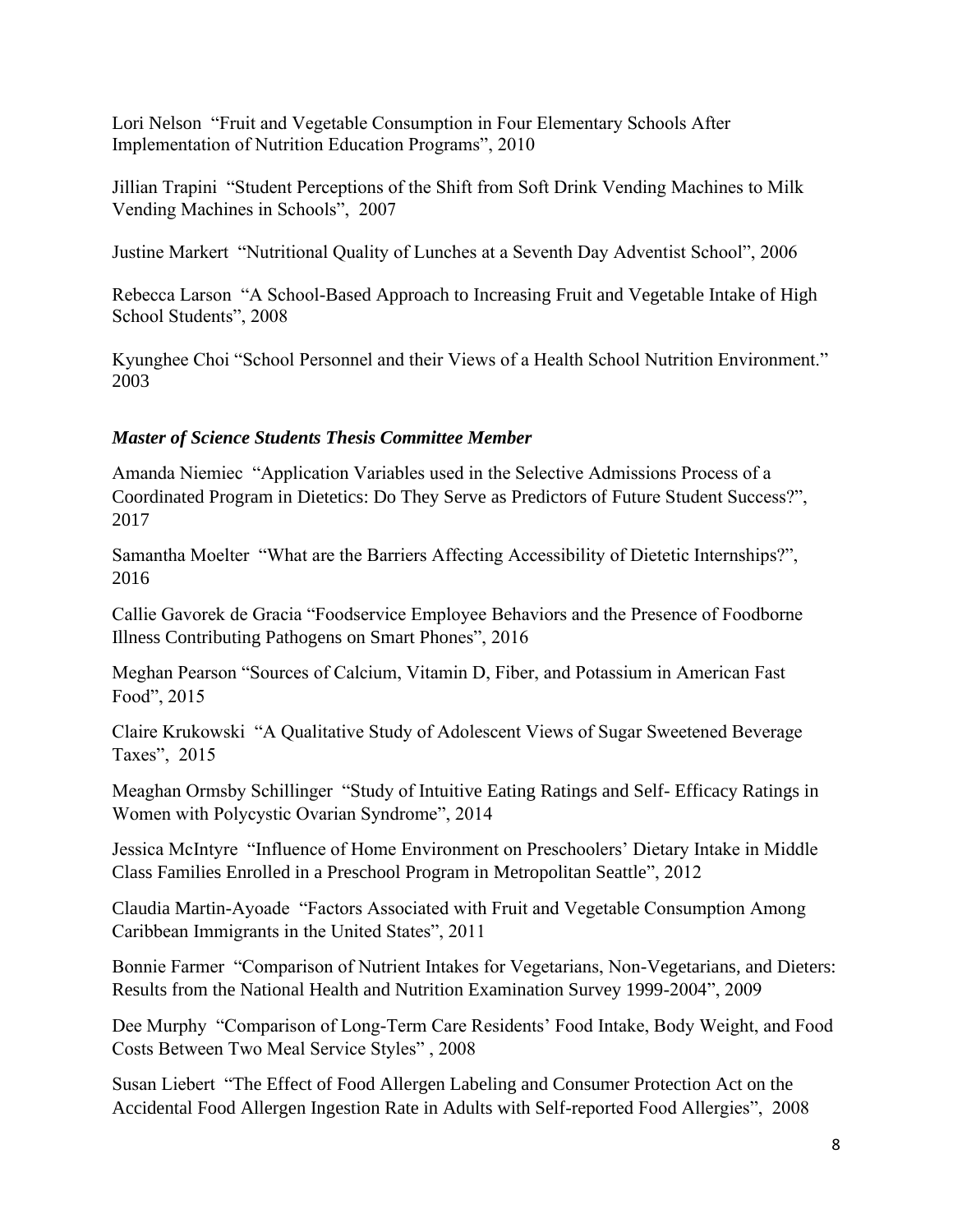Lori Nelson “Fruit and Vegetable Consumption in Four Elementary Schools After Implementation of Nutrition Education Programs”, 2010

Jillian Trapini “Student Perceptions of the Shift from Soft Drink Vending Machines to Milk Vending Machines in Schools”, 2007

Justine Markert “Nutritional Quality of Lunches at a Seventh Day Adventist School”, 2006

Rebecca Larson “A School-Based Approach to Increasing Fruit and Vegetable Intake of High School Students”, 2008

Kyunghee Choi “School Personnel and their Views of a Health School Nutrition Environment.” 2003

***Master of Science Students Thesis Committee Member***

Amanda Niemiec “Application Variables used in the Selective Admissions Process of a Coordinated Program in Dietetics: Do They Serve as Predictors of Future Student Success?”, 2017

Samantha Moelter “What are the Barriers Affecting Accessibility of Dietetic Internships?”, 2016

Callie Gavorek de Gracia “Foodservice Employee Behaviors and the Presence of Foodborne Illness Contributing Pathogens on Smart Phones”, 2016

Meghan Pearson “Sources of Calcium, Vitamin D, Fiber, and Potassium in American Fast Food”, 2015

Claire Krukowski “A Qualitative Study of Adolescent Views of Sugar Sweetened Beverage Taxes”, 2015

Meaghan Ormsby Schillinger “Study of Intuitive Eating Ratings and Self- Efficacy Ratings in Women with Polycystic Ovarian Syndrome”, 2014

Jessica McIntyre “Influence of Home Environment on Preschoolers’ Dietary Intake in Middle Class Families Enrolled in a Preschool Program in Metropolitan Seattle”, 2012

Claudia Martin-Ayoade “Factors Associated with Fruit and Vegetable Consumption Among Caribbean Immigrants in the United States”, 2011

Bonnie Farmer “Comparison of Nutrient Intakes for Vegetarians, Non-Vegetarians, and Dieters: Results from the National Health and Nutrition Examination Survey 1999-2004”, 2009

Dee Murphy “Comparison of Long-Term Care Residents’ Food Intake, Body Weight, and Food Costs Between Two Meal Service Styles” , 2008

Susan Liebert “The Effect of Food Allergen Labeling and Consumer Protection Act on the Accidental Food Allergen Ingestion Rate in Adults with Self-reported Food Allergies”, 2008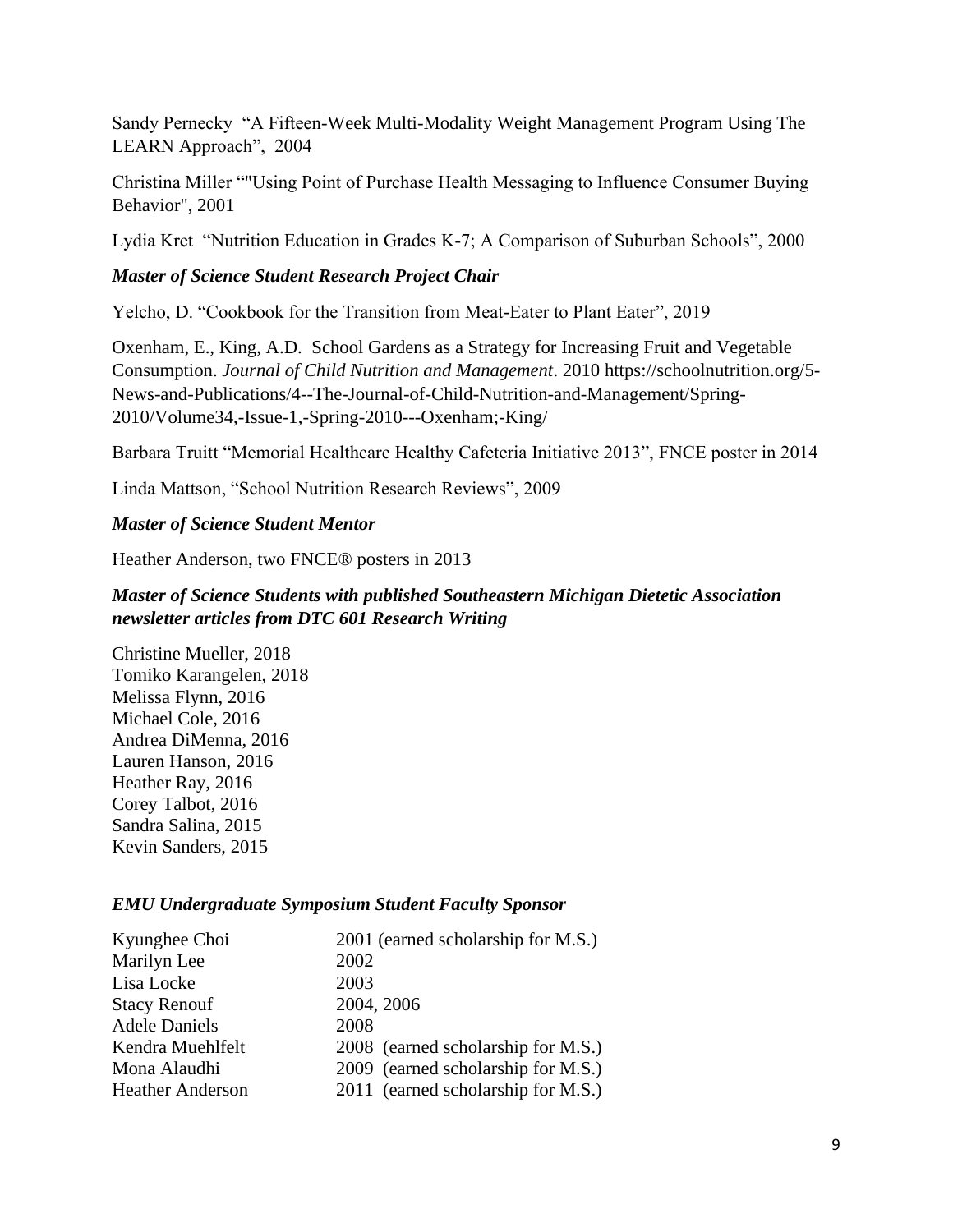Sandy Pernecky "A Fifteen-Week Multi-Modality Weight Management Program Using The LEARN Approach", 2004

Christina Miller ""Using Point of Purchase Health Messaging to Influence Consumer Buying Behavior", 2001

Lydia Kret "Nutrition Education in Grades K-7; A Comparison of Suburban Schools", 2000

### *Master of Science Student Research Project Chair*

Yelcho, D. "Cookbook for the Transition from Meat-Eater to Plant Eater", 2019

Oxenham, E., King, A.D. School Gardens as a Strategy for Increasing Fruit and Vegetable Consumption. *Journal of Child Nutrition and Management*. 2010 https://schoolnutrition.org/5-News-and-Publications/4--The-Journal-of-Child-Nutrition-and-Management/Spring-2010/Volume34,-Issue-1,-Spring-2010---Oxenham;-King/

Barbara Truitt "Memorial Healthcare Healthy Cafeteria Initiative 2013", FNCE poster in 2014

Linda Mattson, "School Nutrition Research Reviews", 2009

### *Master of Science Student Mentor*

Heather Anderson, two FNCE® posters in 2013

### *Master of Science Students with published Southeastern Michigan Dietetic Association newsletter articles from DTC 601 Research Writing*

Christine Mueller, 2018
Tomiko Karangelen, 2018
Melissa Flynn, 2016
Michael Cole, 2016
Andrea DiMenna, 2016
Lauren Hanson, 2016
Heather Ray, 2016
Corey Talbot, 2016
Sandra Salina, 2015
Kevin Sanders, 2015

### *EMU Undergraduate Symposium Student Faculty Sponsor*

| | |
|---|---|
| Kyunghee Choi | 2001 (earned scholarship for M.S.) |
| Marilyn Lee | 2002 |
| Lisa Locke | 2003 |
| Stacy Renouf | 2004, 2006 |
| Adele Daniels | 2008 |
| Kendra Muehlfelt | 2008 (earned scholarship for M.S.) |
| Mona Alaudhi | 2009 (earned scholarship for M.S.) |
| Heather Anderson | 2011 (earned scholarship for M.S.) |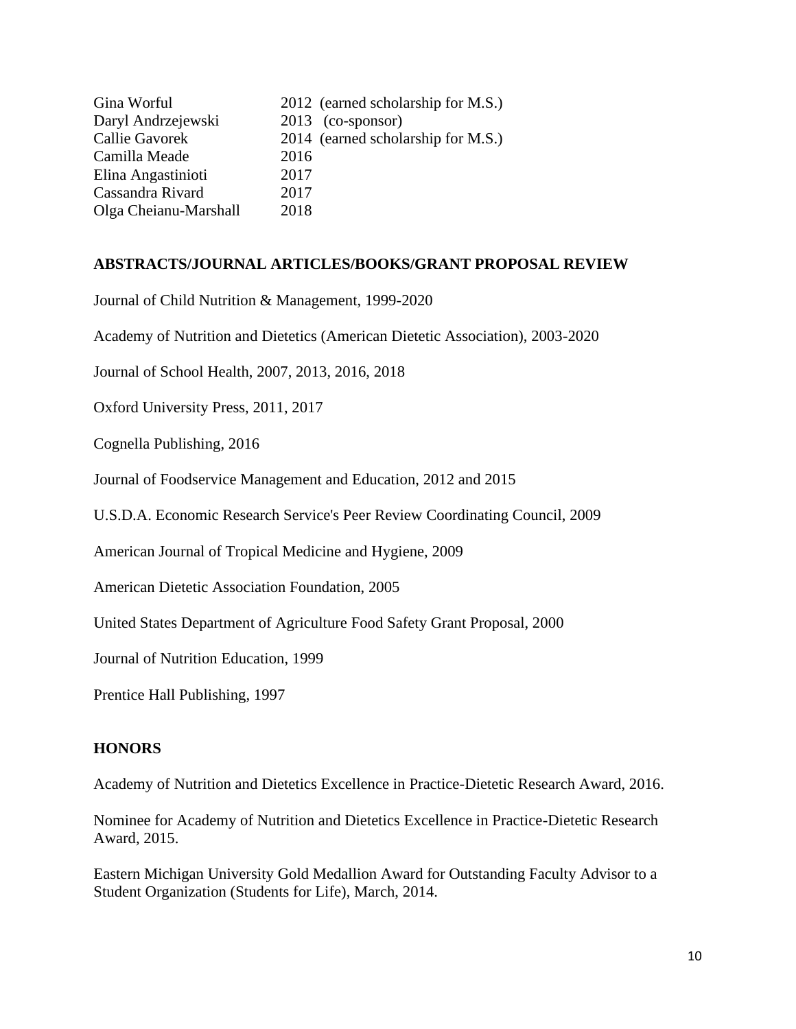| | |
|---|---|
| Gina Worful | 2012 (earned scholarship for M.S.) |
| Daryl Andrzejewski | 2013 (co-sponsor) |
| Callie Gavorek | 2014 (earned scholarship for M.S.) |
| Camilla Meade | 2016 |
| Elina Angastinioti | 2017 |
| Cassandra Rivard | 2017 |
| Olga Cheianu-Marshall | 2018 |

**ABSTRACTS/JOURNAL ARTICLES/BOOKS/GRANT PROPOSAL REVIEW**

Journal of Child Nutrition & Management, 1999-2020

Academy of Nutrition and Dietetics (American Dietetic Association), 2003-2020

Journal of School Health, 2007, 2013, 2016, 2018

Oxford University Press, 2011, 2017

Cognella Publishing, 2016

Journal of Foodservice Management and Education, 2012 and 2015

U.S.D.A. Economic Research Service's Peer Review Coordinating Council, 2009

American Journal of Tropical Medicine and Hygiene, 2009

American Dietetic Association Foundation, 2005

United States Department of Agriculture Food Safety Grant Proposal, 2000

Journal of Nutrition Education, 1999

Prentice Hall Publishing, 1997

**HONORS**

Academy of Nutrition and Dietetics Excellence in Practice-Dietetic Research Award, 2016.

Nominee for Academy of Nutrition and Dietetics Excellence in Practice-Dietetic Research Award, 2015.

Eastern Michigan University Gold Medallion Award for Outstanding Faculty Advisor to a Student Organization (Students for Life), March, 2014.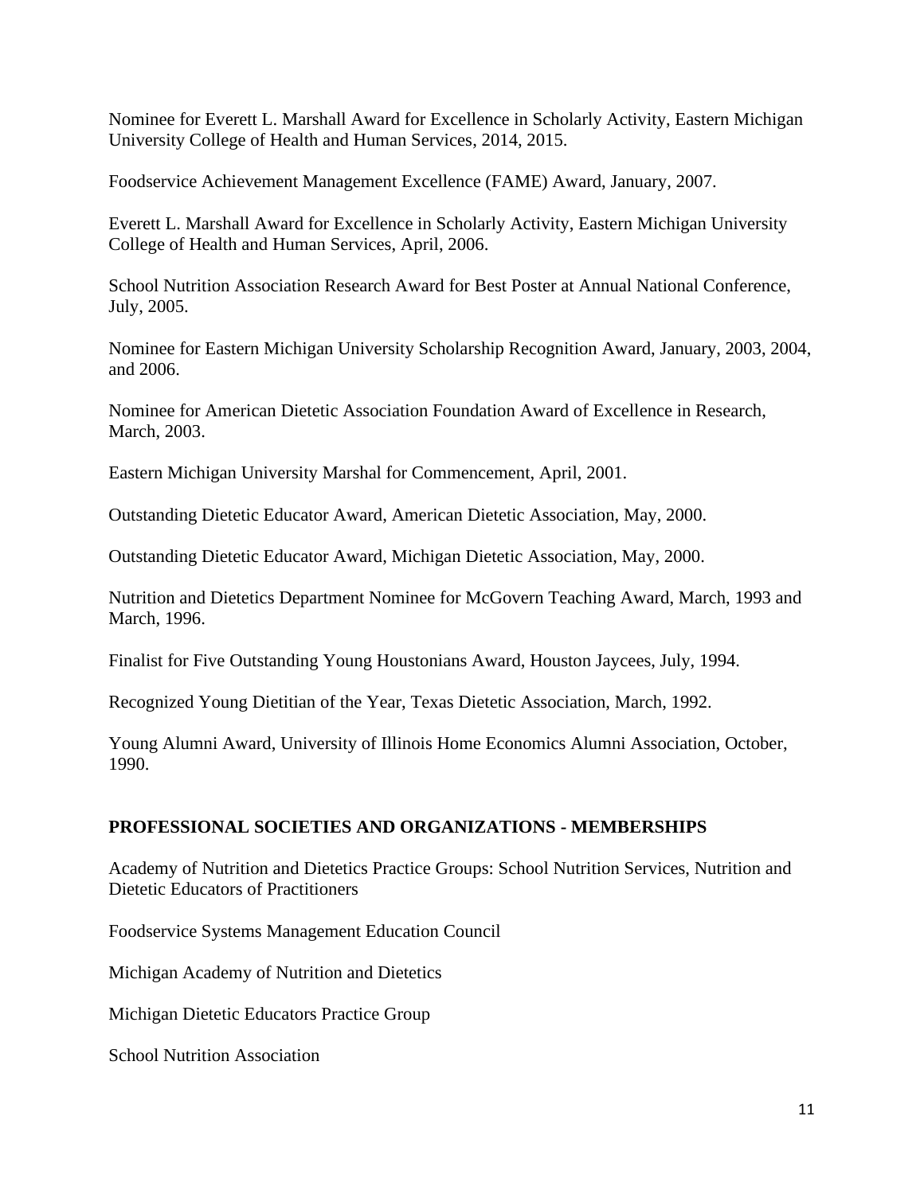Nominee for Everett L. Marshall Award for Excellence in Scholarly Activity, Eastern Michigan University College of Health and Human Services, 2014, 2015.

Foodservice Achievement Management Excellence (FAME) Award, January, 2007.

Everett L. Marshall Award for Excellence in Scholarly Activity, Eastern Michigan University College of Health and Human Services, April, 2006.

School Nutrition Association Research Award for Best Poster at Annual National Conference, July, 2005.

Nominee for Eastern Michigan University Scholarship Recognition Award, January, 2003, 2004, and 2006.

Nominee for American Dietetic Association Foundation Award of Excellence in Research, March, 2003.

Eastern Michigan University Marshal for Commencement, April, 2001.

Outstanding Dietetic Educator Award, American Dietetic Association, May, 2000.

Outstanding Dietetic Educator Award, Michigan Dietetic Association, May, 2000.

Nutrition and Dietetics Department Nominee for McGovern Teaching Award, March, 1993 and March, 1996.

Finalist for Five Outstanding Young Houstonians Award, Houston Jaycees, July, 1994.

Recognized Young Dietitian of the Year, Texas Dietetic Association, March, 1992.

Young Alumni Award, University of Illinois Home Economics Alumni Association, October, 1990.

## PROFESSIONAL SOCIETIES AND ORGANIZATIONS - MEMBERSHIPS

Academy of Nutrition and Dietetics Practice Groups: School Nutrition Services, Nutrition and Dietetic Educators of Practitioners

Foodservice Systems Management Education Council

Michigan Academy of Nutrition and Dietetics

Michigan Dietetic Educators Practice Group

School Nutrition Association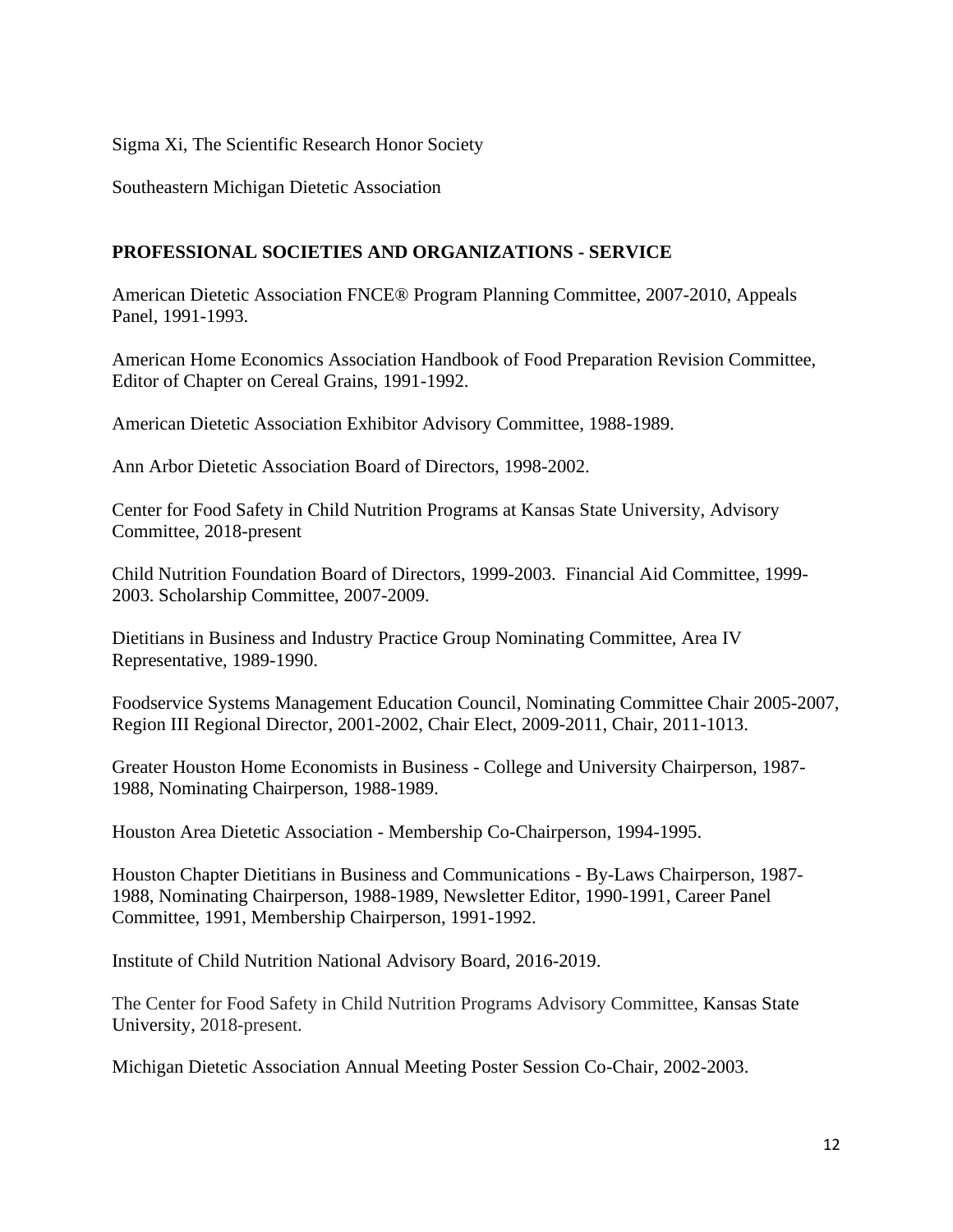Sigma Xi, The Scientific Research Honor Society

Southeastern Michigan Dietetic Association

**PROFESSIONAL SOCIETIES AND ORGANIZATIONS - SERVICE**

American Dietetic Association FNCE® Program Planning Committee, 2007-2010, Appeals Panel, 1991-1993.

American Home Economics Association Handbook of Food Preparation Revision Committee, Editor of Chapter on Cereal Grains, 1991-1992.

American Dietetic Association Exhibitor Advisory Committee, 1988-1989.

Ann Arbor Dietetic Association Board of Directors, 1998-2002.

Center for Food Safety in Child Nutrition Programs at Kansas State University, Advisory Committee, 2018-present

Child Nutrition Foundation Board of Directors, 1999-2003. Financial Aid Committee, 1999-2003. Scholarship Committee, 2007-2009.

Dietitians in Business and Industry Practice Group Nominating Committee, Area IV Representative, 1989-1990.

Foodservice Systems Management Education Council, Nominating Committee Chair 2005-2007, Region III Regional Director, 2001-2002, Chair Elect, 2009-2011, Chair, 2011-1013.

Greater Houston Home Economists in Business - College and University Chairperson, 1987-1988, Nominating Chairperson, 1988-1989.

Houston Area Dietetic Association - Membership Co-Chairperson, 1994-1995.

Houston Chapter Dietitians in Business and Communications - By-Laws Chairperson, 1987-1988, Nominating Chairperson, 1988-1989, Newsletter Editor, 1990-1991, Career Panel Committee, 1991, Membership Chairperson, 1991-1992.

Institute of Child Nutrition National Advisory Board, 2016-2019.

The Center for Food Safety in Child Nutrition Programs Advisory Committee, Kansas State University, 2018-present.

Michigan Dietetic Association Annual Meeting Poster Session Co-Chair, 2002-2003.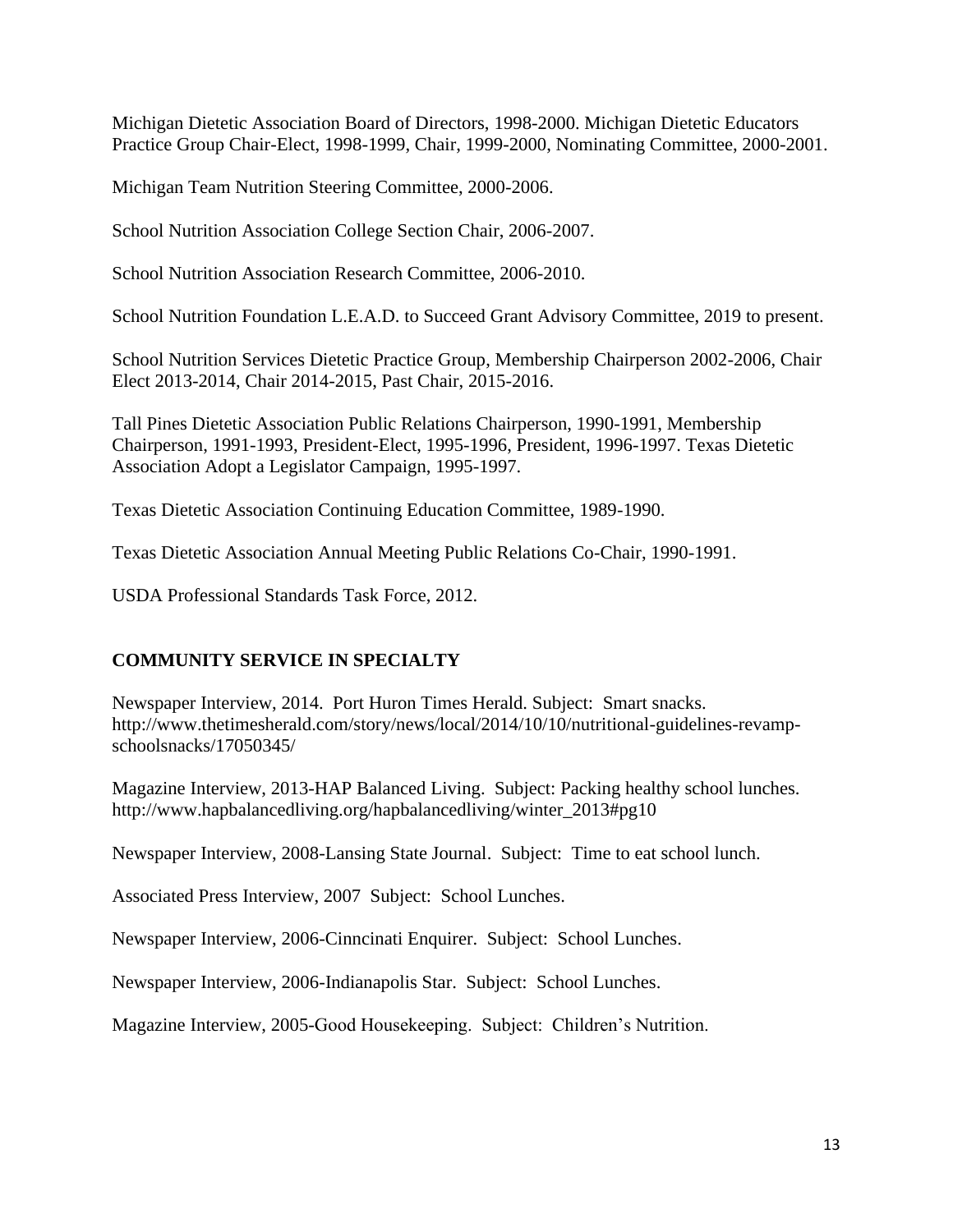Michigan Dietetic Association Board of Directors, 1998-2000. Michigan Dietetic Educators Practice Group Chair-Elect, 1998-1999, Chair, 1999-2000, Nominating Committee, 2000-2001.

Michigan Team Nutrition Steering Committee, 2000-2006.

School Nutrition Association College Section Chair, 2006-2007.

School Nutrition Association Research Committee, 2006-2010.

School Nutrition Foundation L.E.A.D. to Succeed Grant Advisory Committee, 2019 to present.

School Nutrition Services Dietetic Practice Group, Membership Chairperson 2002-2006, Chair Elect 2013-2014, Chair 2014-2015, Past Chair, 2015-2016.

Tall Pines Dietetic Association Public Relations Chairperson, 1990-1991, Membership Chairperson, 1991-1993, President-Elect, 1995-1996, President, 1996-1997. Texas Dietetic Association Adopt a Legislator Campaign, 1995-1997.

Texas Dietetic Association Continuing Education Committee, 1989-1990.

Texas Dietetic Association Annual Meeting Public Relations Co-Chair, 1990-1991.

USDA Professional Standards Task Force, 2012.

## COMMUNITY SERVICE IN SPECIALTY

Newspaper Interview, 2014. Port Huron Times Herald. Subject: Smart snacks. http://www.thetimesherald.com/story/news/local/2014/10/10/nutritional-guidelines-revamp-schoolsnacks/17050345/

Magazine Interview, 2013-HAP Balanced Living. Subject: Packing healthy school lunches. http://www.hapbalancedliving.org/hapbalancedliving/winter_2013#pg10

Newspaper Interview, 2008-Lansing State Journal. Subject: Time to eat school lunch.

Associated Press Interview, 2007 Subject: School Lunches.

Newspaper Interview, 2006-Cinncinati Enquirer. Subject: School Lunches.

Newspaper Interview, 2006-Indianapolis Star. Subject: School Lunches.

Magazine Interview, 2005-Good Housekeeping. Subject: Children's Nutrition.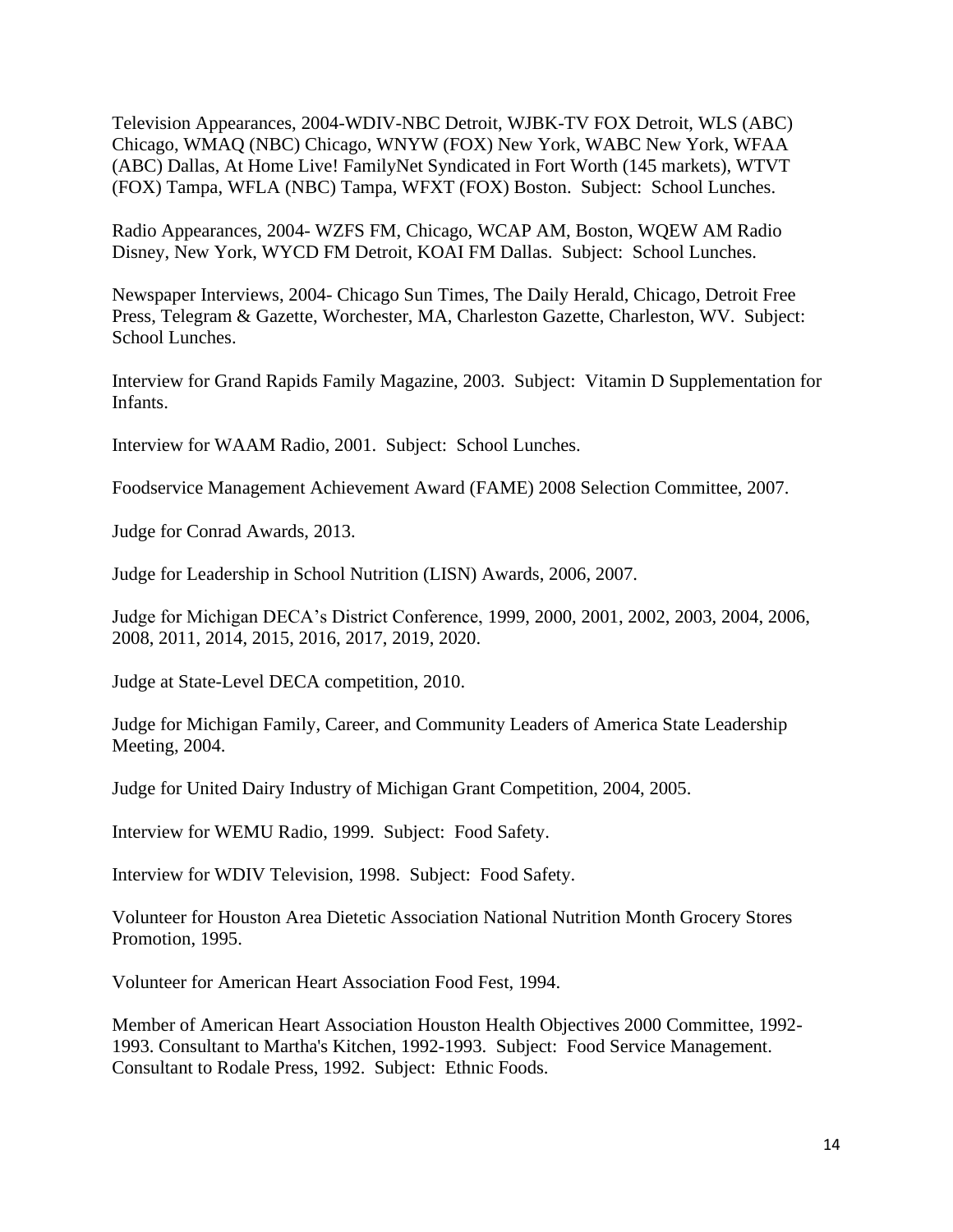Television Appearances, 2004-WDIV-NBC Detroit, WJBK-TV FOX Detroit, WLS (ABC) Chicago, WMAQ (NBC) Chicago, WNYW (FOX) New York, WABC New York, WFAA (ABC) Dallas, At Home Live! FamilyNet Syndicated in Fort Worth (145 markets), WTVT (FOX) Tampa, WFLA (NBC) Tampa, WFXT (FOX) Boston. Subject: School Lunches.

Radio Appearances, 2004- WZFS FM, Chicago, WCAP AM, Boston, WQEW AM Radio Disney, New York, WYCD FM Detroit, KOAI FM Dallas. Subject: School Lunches.

Newspaper Interviews, 2004- Chicago Sun Times, The Daily Herald, Chicago, Detroit Free Press, Telegram & Gazette, Worchester, MA, Charleston Gazette, Charleston, WV. Subject: School Lunches.

Interview for Grand Rapids Family Magazine, 2003. Subject: Vitamin D Supplementation for Infants.

Interview for WAAM Radio, 2001. Subject: School Lunches.

Foodservice Management Achievement Award (FAME) 2008 Selection Committee, 2007.

Judge for Conrad Awards, 2013.

Judge for Leadership in School Nutrition (LISN) Awards, 2006, 2007.

Judge for Michigan DECA's District Conference, 1999, 2000, 2001, 2002, 2003, 2004, 2006, 2008, 2011, 2014, 2015, 2016, 2017, 2019, 2020.

Judge at State-Level DECA competition, 2010.

Judge for Michigan Family, Career, and Community Leaders of America State Leadership Meeting, 2004.

Judge for United Dairy Industry of Michigan Grant Competition, 2004, 2005.

Interview for WEMU Radio, 1999. Subject: Food Safety.

Interview for WDIV Television, 1998. Subject: Food Safety.

Volunteer for Houston Area Dietetic Association National Nutrition Month Grocery Stores Promotion, 1995.

Volunteer for American Heart Association Food Fest, 1994.

Member of American Heart Association Houston Health Objectives 2000 Committee, 1992-1993. Consultant to Martha's Kitchen, 1992-1993. Subject: Food Service Management. Consultant to Rodale Press, 1992. Subject: Ethnic Foods.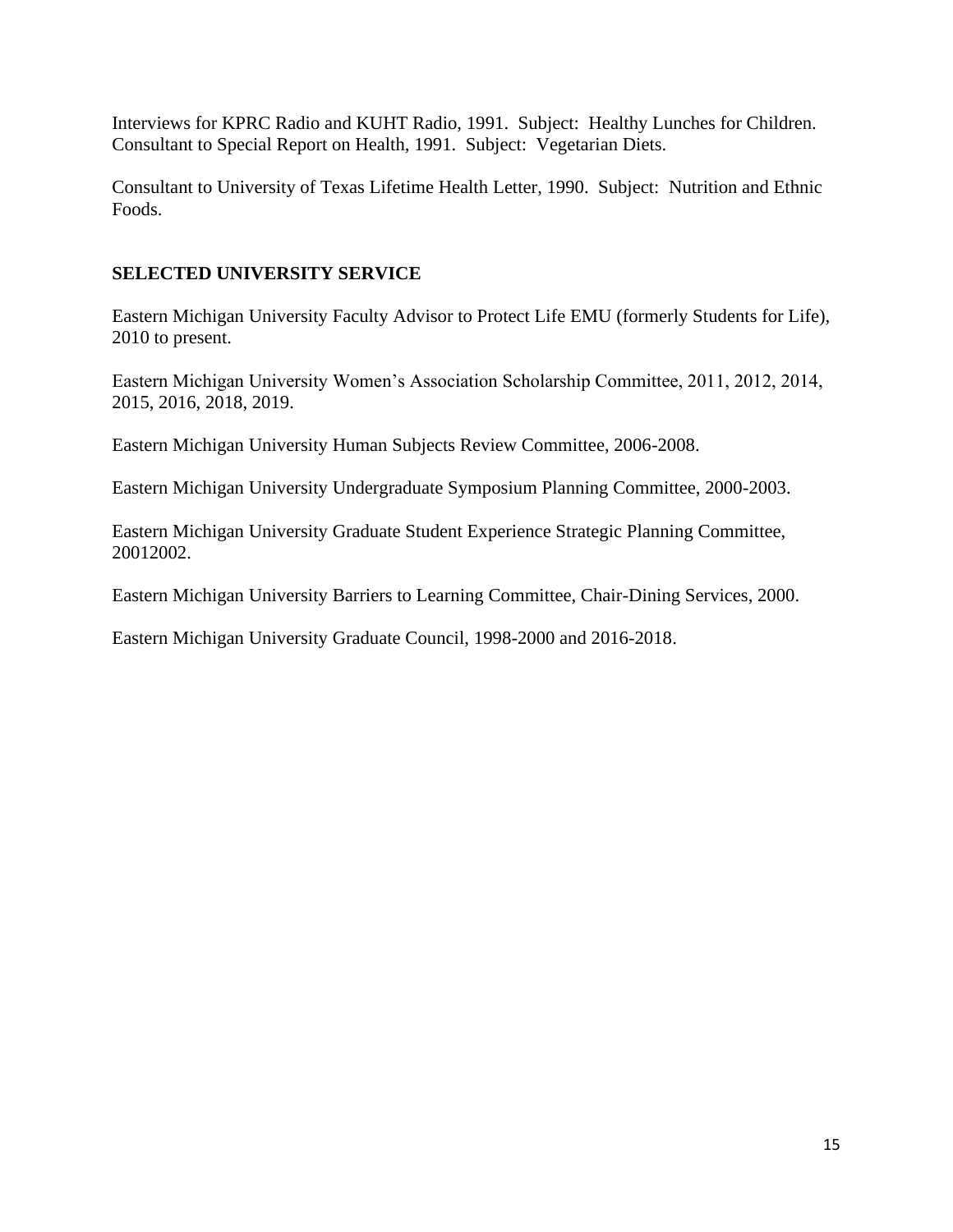Interviews for KPRC Radio and KUHT Radio, 1991. Subject: Healthy Lunches for Children.
Consultant to Special Report on Health, 1991. Subject: Vegetarian Diets.

Consultant to University of Texas Lifetime Health Letter, 1990. Subject: Nutrition and Ethnic Foods.

## SELECTED UNIVERSITY SERVICE

Eastern Michigan University Faculty Advisor to Protect Life EMU (formerly Students for Life), 2010 to present.

Eastern Michigan University Women's Association Scholarship Committee, 2011, 2012, 2014, 2015, 2016, 2018, 2019.

Eastern Michigan University Human Subjects Review Committee, 2006-2008.

Eastern Michigan University Undergraduate Symposium Planning Committee, 2000-2003.

Eastern Michigan University Graduate Student Experience Strategic Planning Committee, 20012002.

Eastern Michigan University Barriers to Learning Committee, Chair-Dining Services, 2000.

Eastern Michigan University Graduate Council, 1998-2000 and 2016-2018.